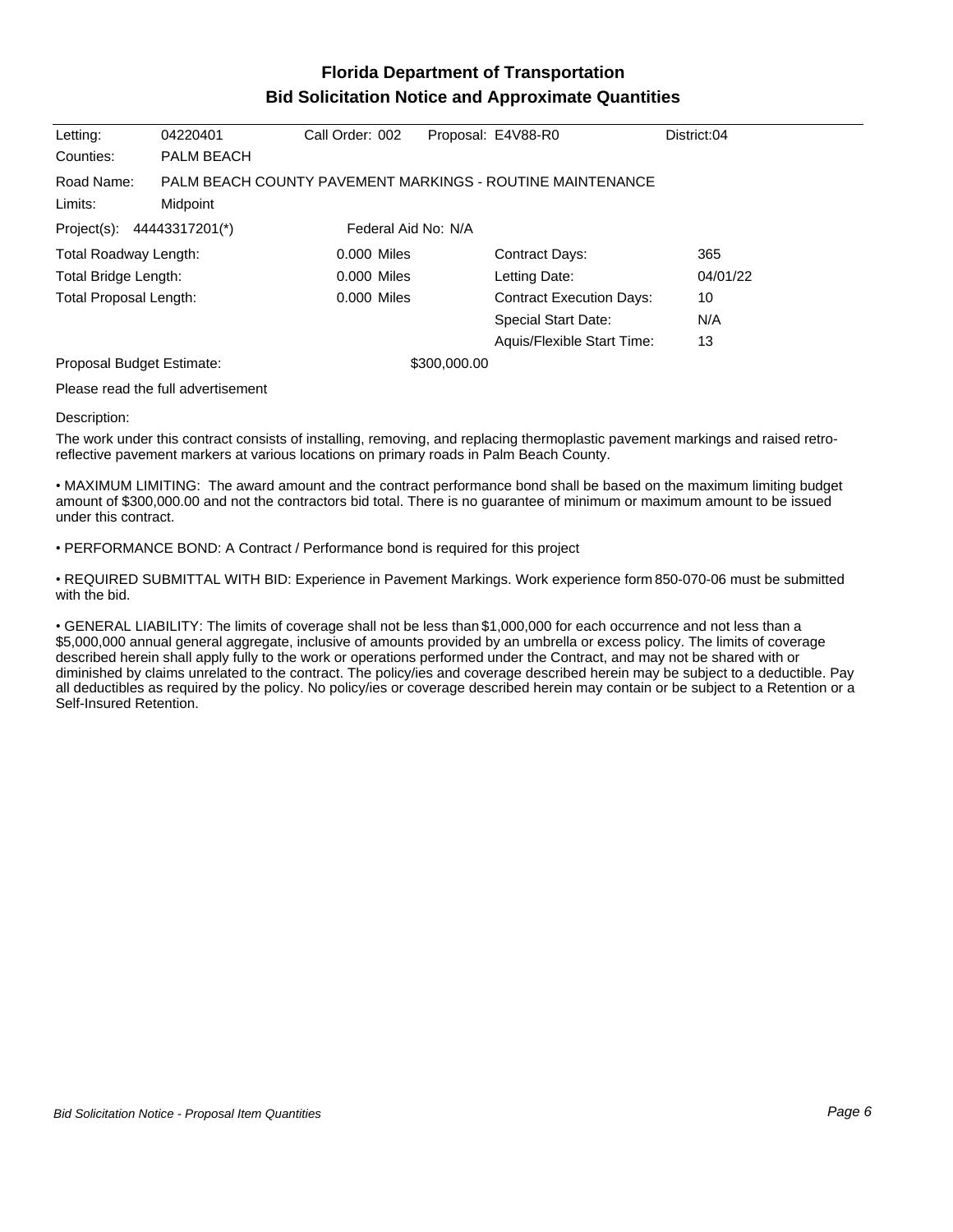# Florida Department of Transportation
## Bid Solicitation Notice and Approximate Quantities

| | | | | |
|---|---|---|---|---|
| Letting: | 04220401 | Call Order: 002 | Proposal: E4V88-R0 | District:04 |
| Counties: | PALM BEACH | | | |

Road Name: PALM BEACH COUNTY PAVEMENT MARKINGS - ROUTINE MAINTENANCE

Limits: Midpoint

Project(s): 44443317201(*) Federal Aid No: N/A

| | | | |
|---|---|---|---|
| Total Roadway Length: | 0.000 Miles | Contract Days: | 365 |
| Total Bridge Length: | 0.000 Miles | Letting Date: | 04/01/22 |
| Total Proposal Length: | 0.000 Miles | Contract Execution Days: | 10 |
| | | Special Start Date: | N/A |
| | | Aquis/Flexible Start Time: | 13 |

Proposal Budget Estimate: $300,000.00

Please read the full advertisement

Description:

The work under this contract consists of installing, removing, and replacing thermoplastic pavement markings and raised retro-reflective pavement markers at various locations on primary roads in Palm Beach County.

• MAXIMUM LIMITING: The award amount and the contract performance bond shall be based on the maximum limiting budget amount of $300,000.00 and not the contractors bid total. There is no guarantee of minimum or maximum amount to be issued under this contract.

• PERFORMANCE BOND: A Contract / Performance bond is required for this project

• REQUIRED SUBMITTAL WITH BID: Experience in Pavement Markings. Work experience form 850-070-06 must be submitted with the bid.

• GENERAL LIABILITY: The limits of coverage shall not be less than $1,000,000 for each occurrence and not less than a $5,000,000 annual general aggregate, inclusive of amounts provided by an umbrella or excess policy. The limits of coverage described herein shall apply fully to the work or operations performed under the Contract, and may not be shared with or diminished by claims unrelated to the contract. The policy/ies and coverage described herein may be subject to a deductible. Pay all deductibles as required by the policy. No policy/ies or coverage described herein may contain or be subject to a Retention or a Self-Insured Retention.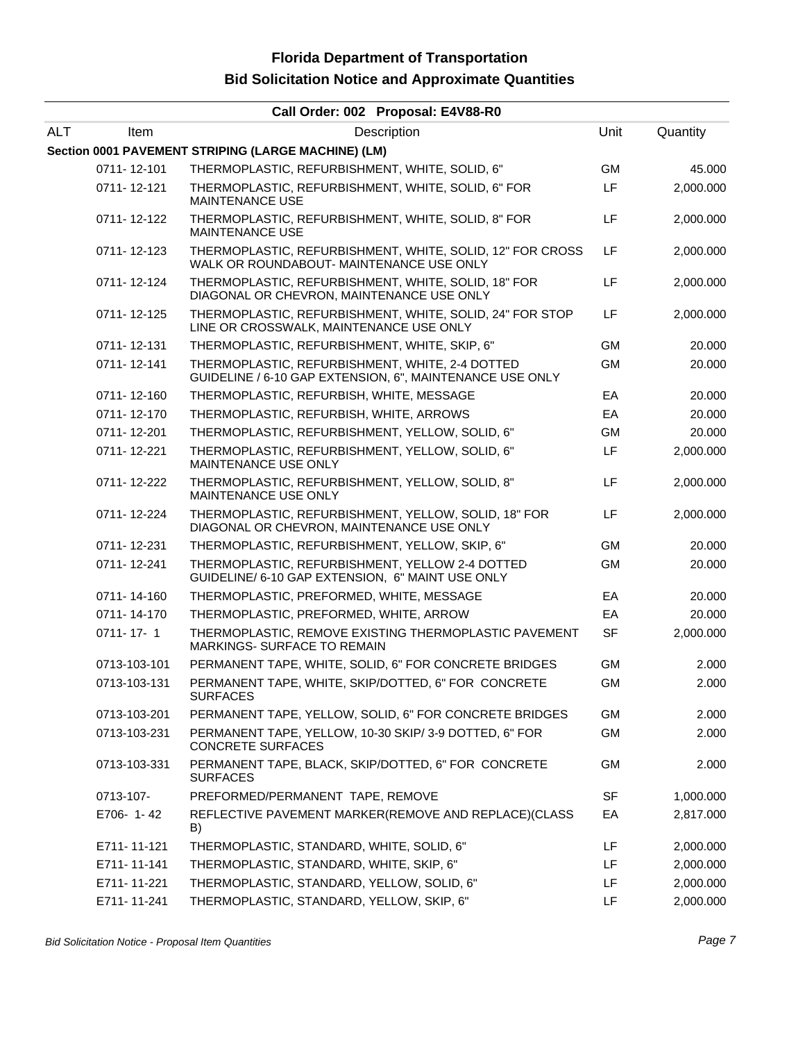# Florida Department of Transportation

## Bid Solicitation Notice and Approximate Quantities

### Call Order: 002 Proposal: E4V88-R0

| ALT | Item | Description | Unit | Quantity |
|---|---|---|---|---|
| **Section 0001 PAVEMENT STRIPING (LARGE MACHINE) (LM)** | | | | |
| | 0711- 12-101 | THERMOPLASTIC, REFURBISHMENT, WHITE, SOLID, 6" | GM | 45.000 |
| | 0711- 12-121 | THERMOPLASTIC, REFURBISHMENT, WHITE, SOLID, 6" FOR MAINTENANCE USE | LF | 2,000.000 |
| | 0711- 12-122 | THERMOPLASTIC, REFURBISHMENT, WHITE, SOLID, 8" FOR MAINTENANCE USE | LF | 2,000.000 |
| | 0711- 12-123 | THERMOPLASTIC, REFURBISHMENT, WHITE, SOLID, 12" FOR CROSS WALK OR ROUNDABOUT- MAINTENANCE USE ONLY | LF | 2,000.000 |
| | 0711- 12-124 | THERMOPLASTIC, REFURBISHMENT, WHITE, SOLID, 18" FOR DIAGONAL OR CHEVRON, MAINTENANCE USE ONLY | LF | 2,000.000 |
| | 0711- 12-125 | THERMOPLASTIC, REFURBISHMENT, WHITE, SOLID, 24" FOR STOP LINE OR CROSSWALK, MAINTENANCE USE ONLY | LF | 2,000.000 |
| | 0711- 12-131 | THERMOPLASTIC, REFURBISHMENT, WHITE, SKIP, 6" | GM | 20.000 |
| | 0711- 12-141 | THERMOPLASTIC, REFURBISHMENT, WHITE, 2-4 DOTTED GUIDELINE / 6-10 GAP EXTENSION, 6", MAINTENANCE USE ONLY | GM | 20.000 |
| | 0711- 12-160 | THERMOPLASTIC, REFURBISH, WHITE, MESSAGE | EA | 20.000 |
| | 0711- 12-170 | THERMOPLASTIC, REFURBISH, WHITE, ARROWS | EA | 20.000 |
| | 0711- 12-201 | THERMOPLASTIC, REFURBISHMENT, YELLOW, SOLID, 6" | GM | 20.000 |
| | 0711- 12-221 | THERMOPLASTIC, REFURBISHMENT, YELLOW, SOLID, 6" MAINTENANCE USE ONLY | LF | 2,000.000 |
| | 0711- 12-222 | THERMOPLASTIC, REFURBISHMENT, YELLOW, SOLID, 8" MAINTENANCE USE ONLY | LF | 2,000.000 |
| | 0711- 12-224 | THERMOPLASTIC, REFURBISHMENT, YELLOW, SOLID, 18" FOR DIAGONAL OR CHEVRON, MAINTENANCE USE ONLY | LF | 2,000.000 |
| | 0711- 12-231 | THERMOPLASTIC, REFURBISHMENT, YELLOW, SKIP, 6" | GM | 20.000 |
| | 0711- 12-241 | THERMOPLASTIC, REFURBISHMENT, YELLOW 2-4 DOTTED GUIDELINE/ 6-10 GAP EXTENSION, 6" MAINT USE ONLY | GM | 20.000 |
| | 0711- 14-160 | THERMOPLASTIC, PREFORMED, WHITE, MESSAGE | EA | 20.000 |
| | 0711- 14-170 | THERMOPLASTIC, PREFORMED, WHITE, ARROW | EA | 20.000 |
| | 0711- 17- 1 | THERMOPLASTIC, REMOVE EXISTING THERMOPLASTIC PAVEMENT MARKINGS- SURFACE TO REMAIN | SF | 2,000.000 |
| | 0713-103-101 | PERMANENT TAPE, WHITE, SOLID, 6" FOR CONCRETE BRIDGES | GM | 2.000 |
| | 0713-103-131 | PERMANENT TAPE, WHITE, SKIP/DOTTED, 6" FOR CONCRETE SURFACES | GM | 2.000 |
| | 0713-103-201 | PERMANENT TAPE, YELLOW, SOLID, 6" FOR CONCRETE BRIDGES | GM | 2.000 |
| | 0713-103-231 | PERMANENT TAPE, YELLOW, 10-30 SKIP/ 3-9 DOTTED, 6" FOR CONCRETE SURFACES | GM | 2.000 |
| | 0713-103-331 | PERMANENT TAPE, BLACK, SKIP/DOTTED, 6" FOR CONCRETE SURFACES | GM | 2.000 |
| | 0713-107- | PREFORMED/PERMANENT TAPE, REMOVE | SF | 1,000.000 |
| | E706- 1- 42 | REFLECTIVE PAVEMENT MARKER(REMOVE AND REPLACE)(CLASS B) | EA | 2,817.000 |
| | E711- 11-121 | THERMOPLASTIC, STANDARD, WHITE, SOLID, 6" | LF | 2,000.000 |
| | E711- 11-141 | THERMOPLASTIC, STANDARD, WHITE, SKIP, 6" | LF | 2,000.000 |
| | E711- 11-221 | THERMOPLASTIC, STANDARD, YELLOW, SOLID, 6" | LF | 2,000.000 |
| | E711- 11-241 | THERMOPLASTIC, STANDARD, YELLOW, SKIP, 6" | LF | 2,000.000 |